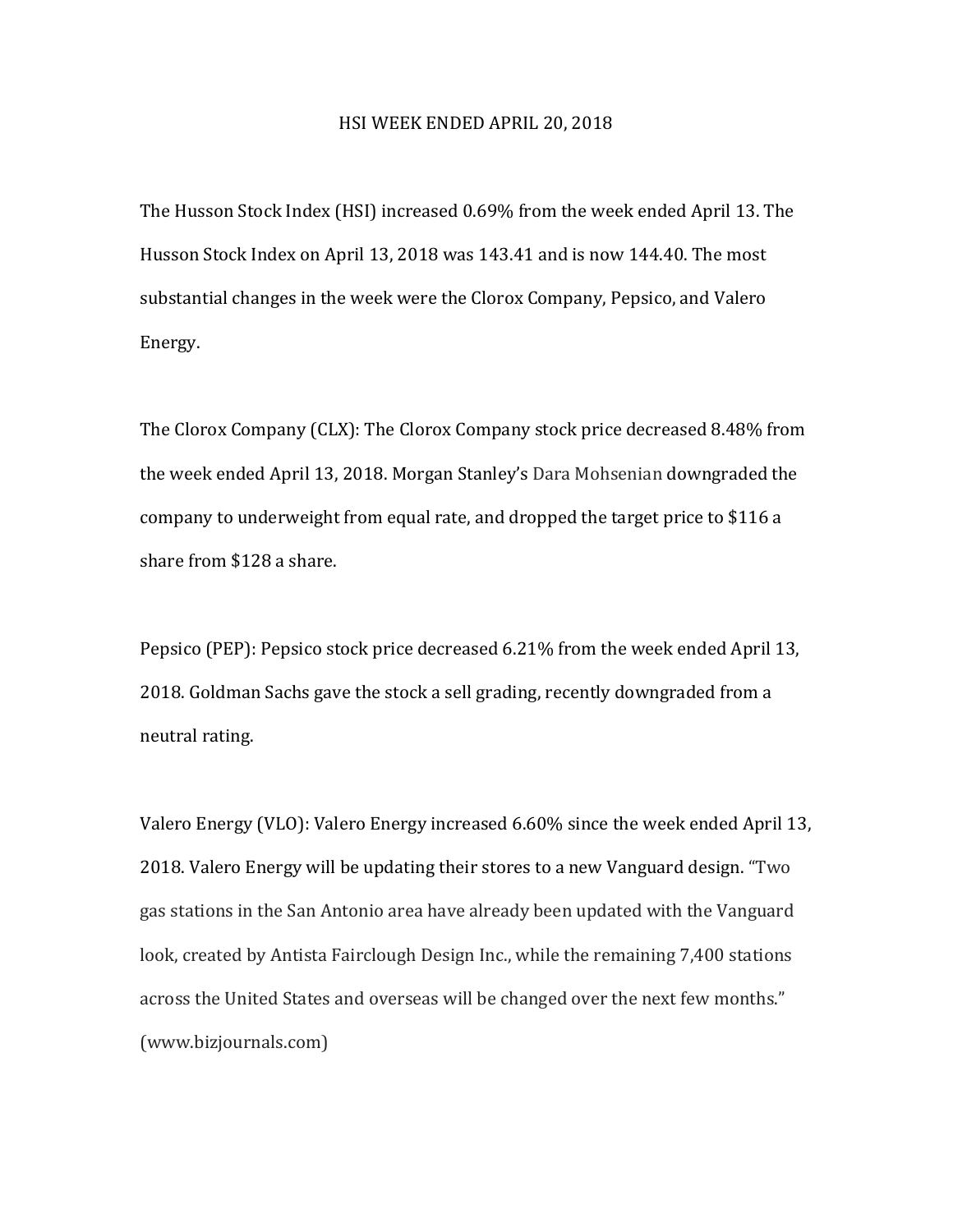# HSI WEEK ENDED APRIL 20, 2018

The Husson Stock Index (HSI) increased 0.69% from the week ended April 13. The Husson Stock Index on April 13, 2018 was 143.41 and is now 144.40. The most substantial changes in the week were the Clorox Company, Pepsico, and Valero Energy.

The Clorox Company (CLX): The Clorox Company stock price decreased 8.48% from the week ended April 13, 2018. Morgan Stanley's Dara Mohsenian downgraded the company to underweight from equal rate, and dropped the target price to $116 a share from $128 a share.

Pepsico (PEP): Pepsico stock price decreased 6.21% from the week ended April 13, 2018. Goldman Sachs gave the stock a sell grading, recently downgraded from a neutral rating.

Valero Energy (VLO): Valero Energy increased 6.60% since the week ended April 13, 2018. Valero Energy will be updating their stores to a new Vanguard design. "Two gas stations in the San Antonio area have already been updated with the Vanguard look, created by Antista Fairclough Design Inc., while the remaining 7,400 stations across the United States and overseas will be changed over the next few months." (www.bizjournals.com)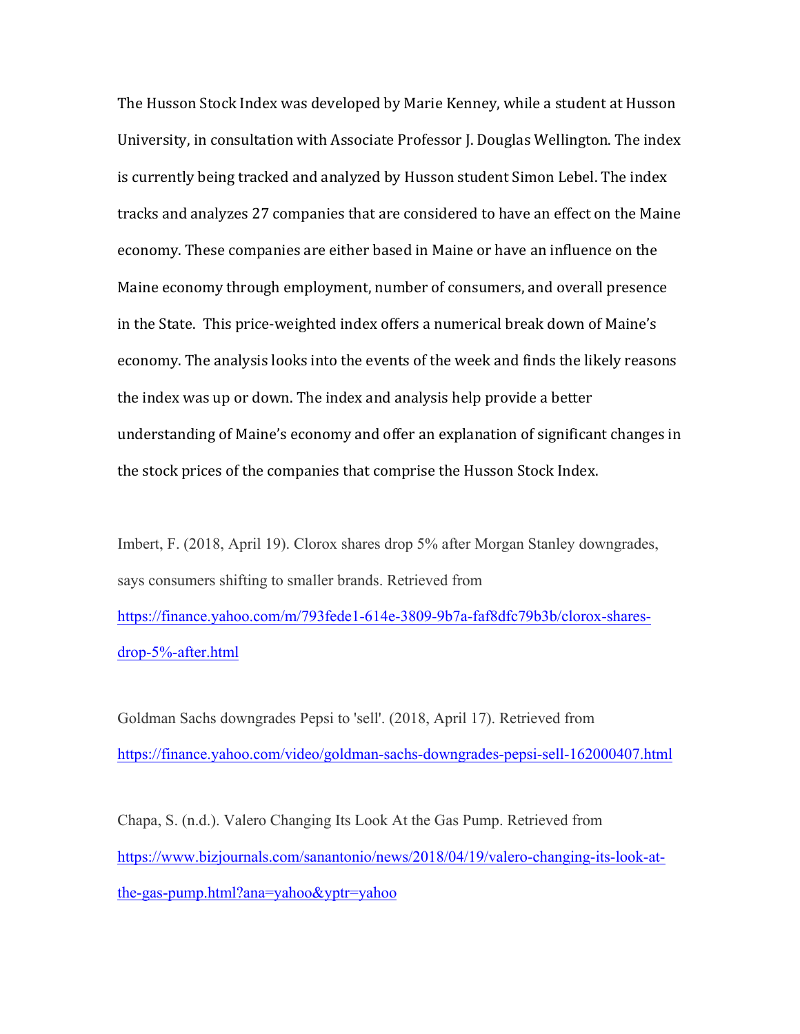The Husson Stock Index was developed by Marie Kenney, while a student at Husson University, in consultation with Associate Professor J. Douglas Wellington. The index is currently being tracked and analyzed by Husson student Simon Lebel. The index tracks and analyzes 27 companies that are considered to have an effect on the Maine economy. These companies are either based in Maine or have an influence on the Maine economy through employment, number of consumers, and overall presence in the State. This price-weighted index offers a numerical break down of Maine's economy. The analysis looks into the events of the week and finds the likely reasons the index was up or down. The index and analysis help provide a better understanding of Maine's economy and offer an explanation of significant changes in the stock prices of the companies that comprise the Husson Stock Index.

Imbert, F. (2018, April 19). Clorox shares drop 5% after Morgan Stanley downgrades, says consumers shifting to smaller brands. Retrieved from https://finance.yahoo.com/m/793fede1-614e-3809-9b7a-faf8dfc79b3b/clorox-shares-drop-5%-after.html

Goldman Sachs downgrades Pepsi to 'sell'. (2018, April 17). Retrieved from https://finance.yahoo.com/video/goldman-sachs-downgrades-pepsi-sell-162000407.html

Chapa, S. (n.d.). Valero Changing Its Look At the Gas Pump. Retrieved from https://www.bizjournals.com/sanantonio/news/2018/04/19/valero-changing-its-look-at-the-gas-pump.html?ana=yahoo&yptr=yahoo